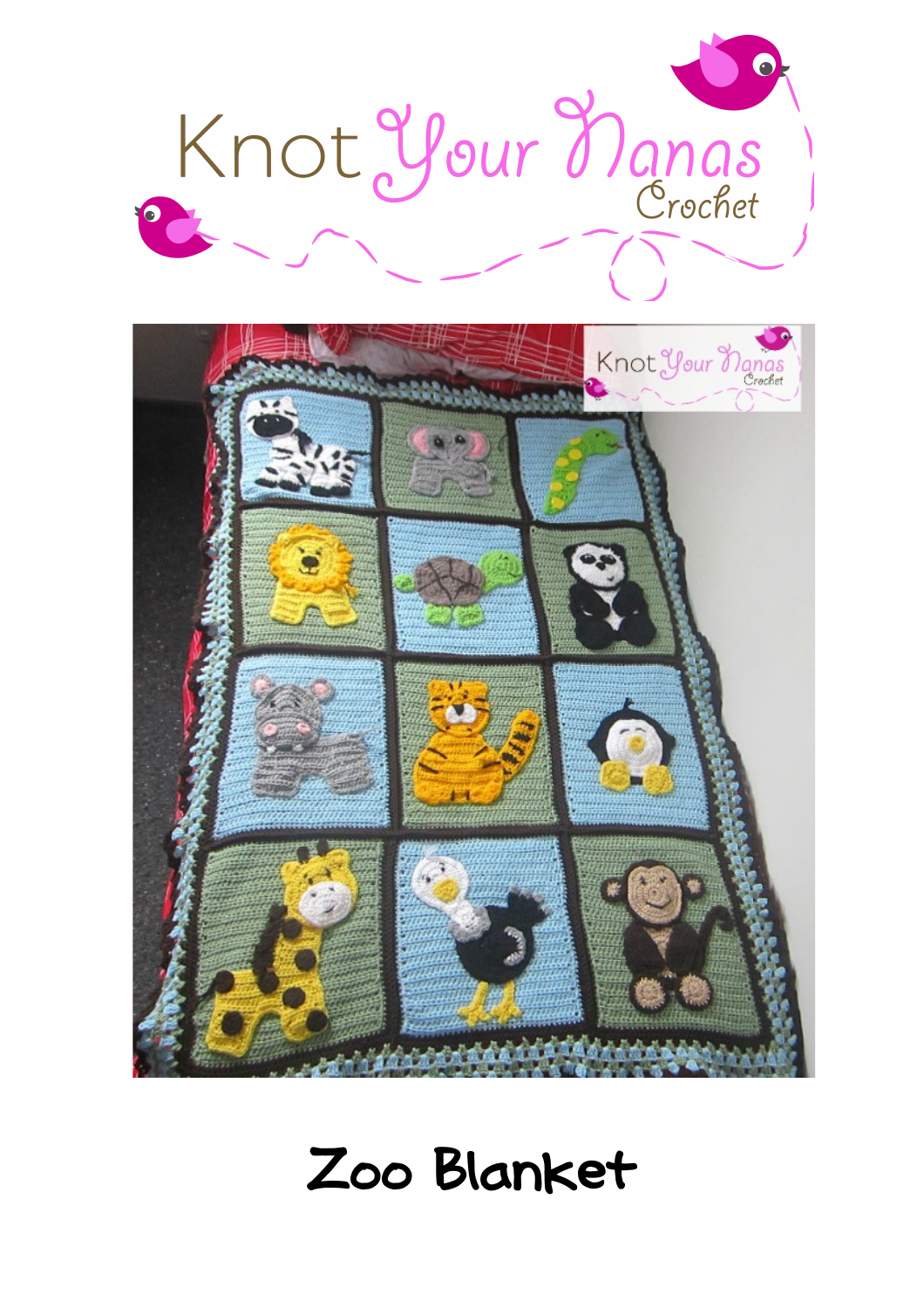Knot Your Nanas Crochet

# Zoo Blanket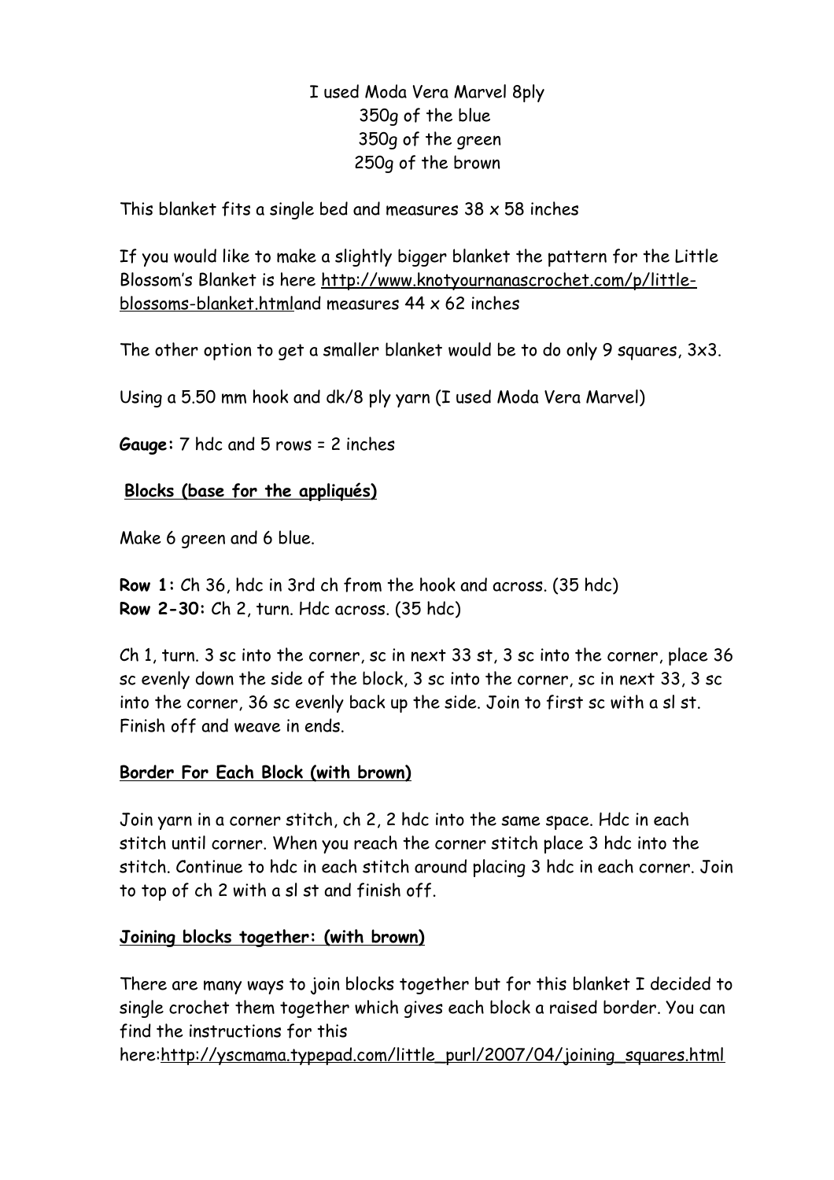I used Moda Vera Marvel 8ply
350g of the blue
350g of the green
250g of the brown

This blanket fits a single bed and measures 38 x 58 inches

If you would like to make a slightly bigger blanket the pattern for the Little Blossom's Blanket is here http://www.knotyournanascrochet.com/p/little-blossoms-blanket.htmland measures 44 x 62 inches

The other option to get a smaller blanket would be to do only 9 squares, 3x3.

Using a 5.50 mm hook and dk/8 ply yarn (I used Moda Vera Marvel)

***Gauge:*** 7 hdc and 5 rows = 2 inches

**Blocks (base for the appliqués)**

Make 6 green and 6 blue.

**Row 1:** Ch 36, hdc in 3rd ch from the hook and across. (35 hdc)
**Row 2-30:** Ch 2, turn. Hdc across. (35 hdc)

Ch 1, turn. 3 sc into the corner, sc in next 33 st, 3 sc into the corner, place 36 sc evenly down the side of the block, 3 sc into the corner, sc in next 33, 3 sc into the corner, 36 sc evenly back up the side. Join to first sc with a sl st. Finish off and weave in ends.

**Border For Each Block (with brown)**

Join yarn in a corner stitch, ch 2, 2 hdc into the same space. Hdc in each stitch until corner. When you reach the corner stitch place 3 hdc into the stitch. Continue to hdc in each stitch around placing 3 hdc in each corner. Join to top of ch 2 with a sl st and finish off.

**Joining blocks together: (with brown)**

There are many ways to join blocks together but for this blanket I decided to single crochet them together which gives each block a raised border. You can find the instructions for this here:http://yscmama.typepad.com/little_purl/2007/04/joining_squares.html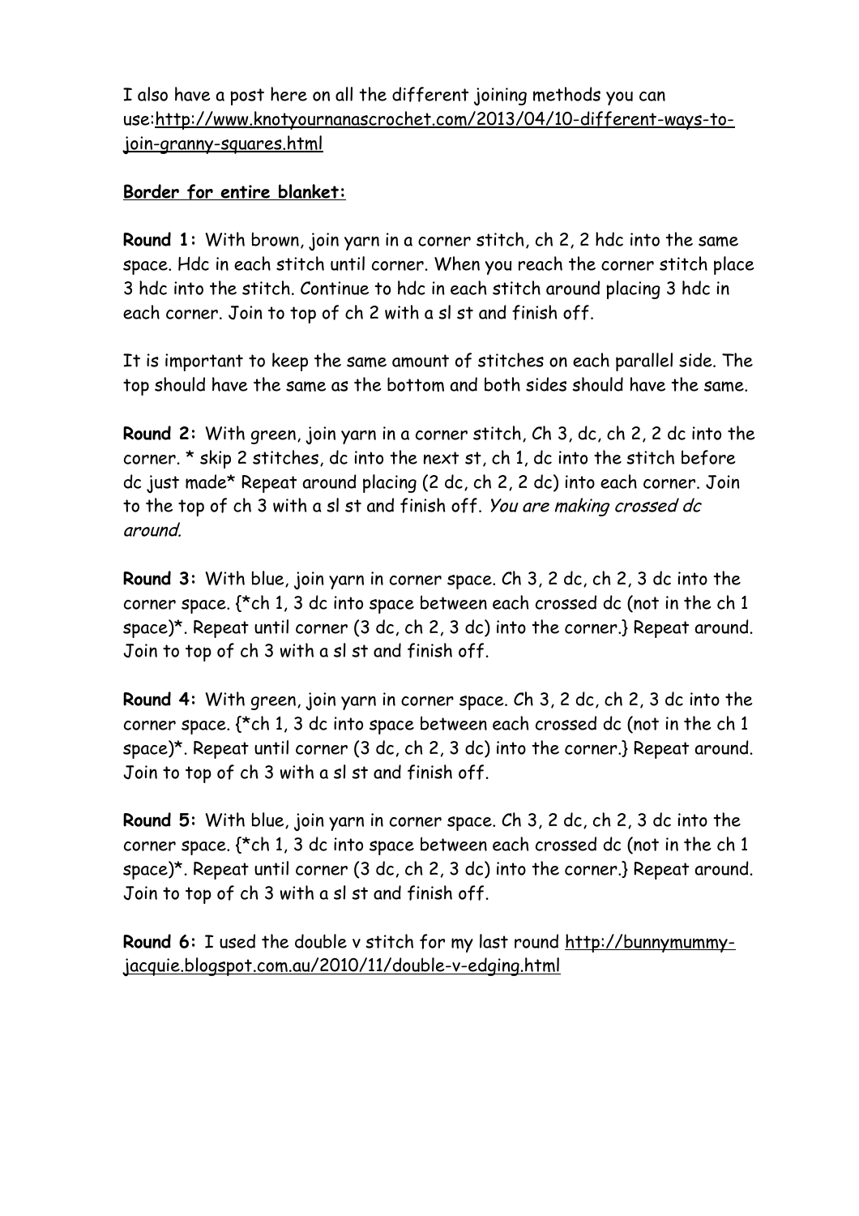I also have a post here on all the different joining methods you can use:http://www.knotyournanascrochet.com/2013/04/10-different-ways-to-join-granny-squares.html

**Border for entire blanket:**

**Round 1:** With brown, join yarn in a corner stitch, ch 2, 2 hdc into the same space. Hdc in each stitch until corner. When you reach the corner stitch place 3 hdc into the stitch. Continue to hdc in each stitch around placing 3 hdc in each corner. Join to top of ch 2 with a sl st and finish off.

It is important to keep the same amount of stitches on each parallel side. The top should have the same as the bottom and both sides should have the same.

**Round 2:** With green, join yarn in a corner stitch, Ch 3, dc, ch 2, 2 dc into the corner. * skip 2 stitches, dc into the next st, ch 1, dc into the stitch before dc just made* Repeat around placing (2 dc, ch 2, 2 dc) into each corner. Join to the top of ch 3 with a sl st and finish off. *You are making crossed dc around.*

**Round 3:** With blue, join yarn in corner space. Ch 3, 2 dc, ch 2, 3 dc into the corner space. {*ch 1, 3 dc into space between each crossed dc (not in the ch 1 space)*. Repeat until corner (3 dc, ch 2, 3 dc) into the corner.} Repeat around. Join to top of ch 3 with a sl st and finish off.

**Round 4:** With green, join yarn in corner space. Ch 3, 2 dc, ch 2, 3 dc into the corner space. {*ch 1, 3 dc into space between each crossed dc (not in the ch 1 space)*. Repeat until corner (3 dc, ch 2, 3 dc) into the corner.} Repeat around. Join to top of ch 3 with a sl st and finish off.

**Round 5:** With blue, join yarn in corner space. Ch 3, 2 dc, ch 2, 3 dc into the corner space. {*ch 1, 3 dc into space between each crossed dc (not in the ch 1 space)*. Repeat until corner (3 dc, ch 2, 3 dc) into the corner.} Repeat around. Join to top of ch 3 with a sl st and finish off.

**Round 6:** I used the double v stitch for my last round http://bunnymummy-jacquie.blogspot.com.au/2010/11/double-v-edging.html